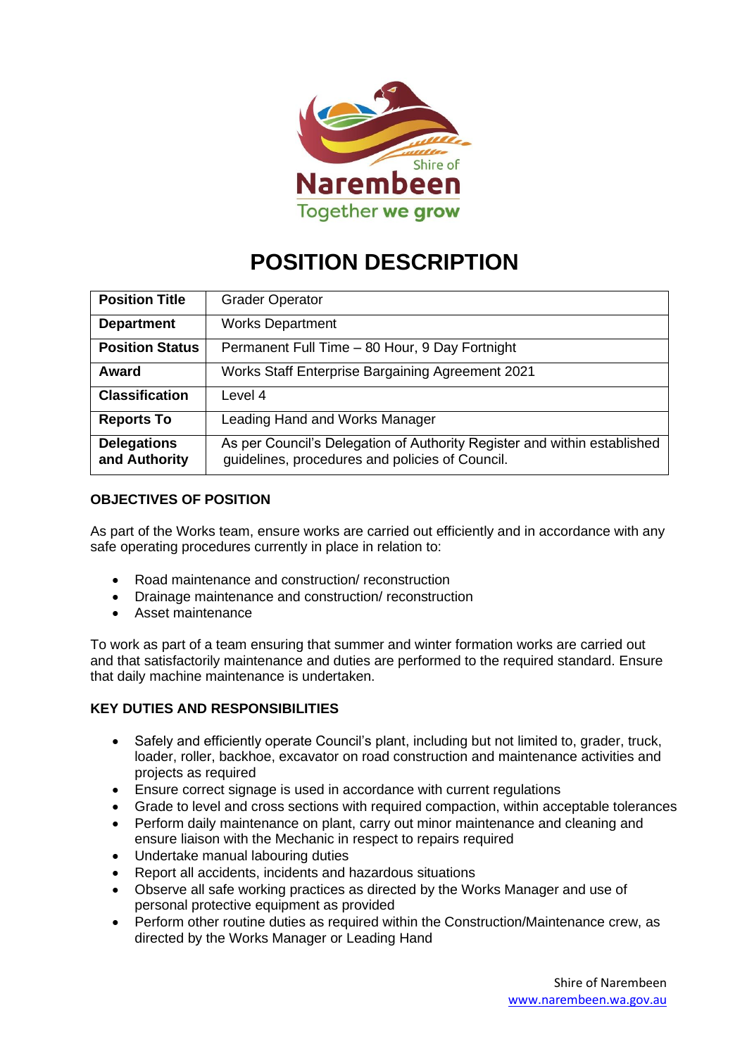# POSITION DESCRIPTION

| **Position Title** | Grader Operator |
|---|---|
| **Department** | Works Department |
| **Position Status** | Permanent Full Time – 80 Hour, 9 Day Fortnight |
| **Award** | Works Staff Enterprise Bargaining Agreement 2021 |
| **Classification** | Level 4 |
| **Reports To** | Leading Hand and Works Manager |
| **Delegations and Authority** | As per Council's Delegation of Authority Register and within established guidelines, procedures and policies of Council. |

## OBJECTIVES OF POSITION

As part of the Works team, ensure works are carried out efficiently and in accordance with any safe operating procedures currently in place in relation to:

- Road maintenance and construction/ reconstruction
- Drainage maintenance and construction/ reconstruction
- Asset maintenance

To work as part of a team ensuring that summer and winter formation works are carried out and that satisfactorily maintenance and duties are performed to the required standard. Ensure that daily machine maintenance is undertaken.

## KEY DUTIES AND RESPONSIBILITIES

- Safely and efficiently operate Council's plant, including but not limited to, grader, truck, loader, roller, backhoe, excavator on road construction and maintenance activities and projects as required
- Ensure correct signage is used in accordance with current regulations
- Grade to level and cross sections with required compaction, within acceptable tolerances
- Perform daily maintenance on plant, carry out minor maintenance and cleaning and ensure liaison with the Mechanic in respect to repairs required
- Undertake manual labouring duties
- Report all accidents, incidents and hazardous situations
- Observe all safe working practices as directed by the Works Manager and use of personal protective equipment as provided
- Perform other routine duties as required within the Construction/Maintenance crew, as directed by the Works Manager or Leading Hand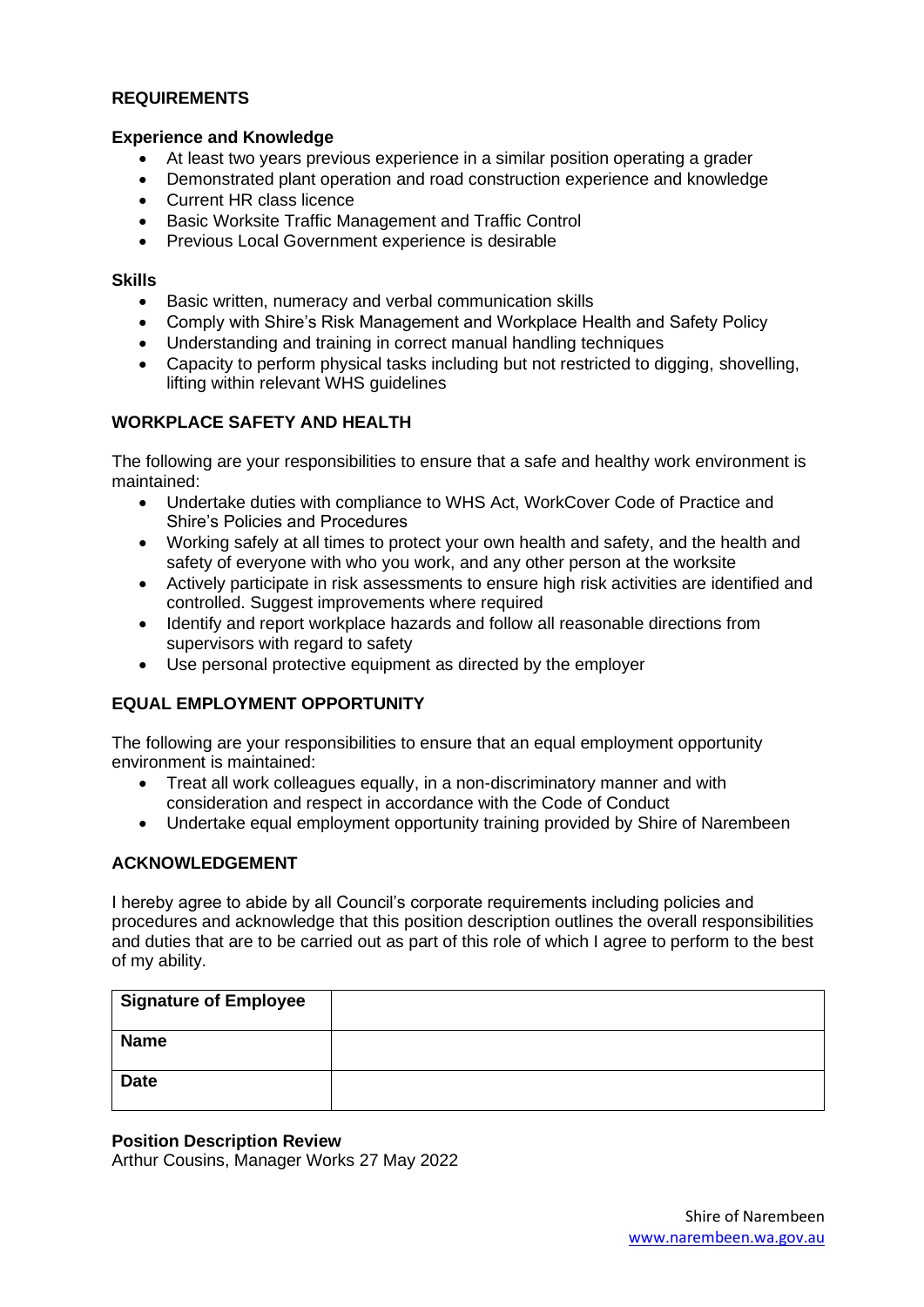## REQUIREMENTS

### Experience and Knowledge

- At least two years previous experience in a similar position operating a grader
- Demonstrated plant operation and road construction experience and knowledge
- Current HR class licence
- Basic Worksite Traffic Management and Traffic Control
- Previous Local Government experience is desirable

### Skills

- Basic written, numeracy and verbal communication skills
- Comply with Shire's Risk Management and Workplace Health and Safety Policy
- Understanding and training in correct manual handling techniques
- Capacity to perform physical tasks including but not restricted to digging, shovelling, lifting within relevant WHS guidelines

## WORKPLACE SAFETY AND HEALTH

The following are your responsibilities to ensure that a safe and healthy work environment is maintained:

- Undertake duties with compliance to WHS Act, WorkCover Code of Practice and Shire's Policies and Procedures
- Working safely at all times to protect your own health and safety, and the health and safety of everyone with who you work, and any other person at the worksite
- Actively participate in risk assessments to ensure high risk activities are identified and controlled. Suggest improvements where required
- Identify and report workplace hazards and follow all reasonable directions from supervisors with regard to safety
- Use personal protective equipment as directed by the employer

## EQUAL EMPLOYMENT OPPORTUNITY

The following are your responsibilities to ensure that an equal employment opportunity environment is maintained:

- Treat all work colleagues equally, in a non-discriminatory manner and with consideration and respect in accordance with the Code of Conduct
- Undertake equal employment opportunity training provided by Shire of Narembeen

## ACKNOWLEDGEMENT

I hereby agree to abide by all Council's corporate requirements including policies and procedures and acknowledge that this position description outlines the overall responsibilities and duties that are to be carried out as part of this role of which I agree to perform to the best of my ability.

| | |
|---|---|
| **Signature of Employee** | |
| **Name** | |
| **Date** | |

**Position Description Review**
Arthur Cousins, Manager Works 27 May 2022

Shire of Narembeen
www.narembeen.wa.gov.au